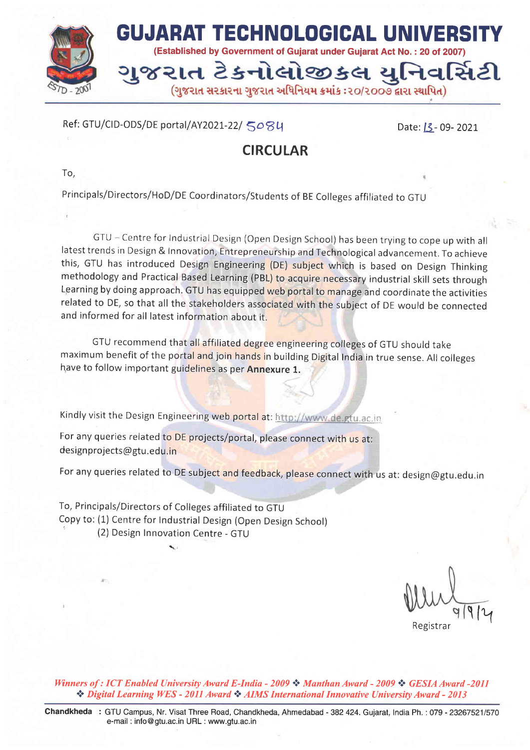# GUJARAT TECHNOLOGICAL UNIVERSITY

(Established by Government of Gujarat under Gujarat Act No. : 20 of 2007)

# ગુજરાત ટેક્નોલોજીકલ યુનિવર્સિટી

(ગુજરાત સરકારના ગુજરાત અધિનિયમ ક્રમાંક : ૨૦/૨૦૦૭ દ્વારા સ્થાપિત)

Ref: GTU/CID-ODS/DE portal/AY2021-22/ 5084

Date: 13- 09- 2021

## CIRCULAR

To,

Principals/Directors/HoD/DE Coordinators/Students of BE Colleges affiliated to GTU

GTU – Centre for Industrial Design (Open Design School) has been trying to cope up with all latest trends in Design & Innovation, Entrepreneurship and Technological advancement. To achieve this, GTU has introduced Design Engineering (DE) subject which is based on Design Thinking methodology and Practical Based Learning (PBL) to acquire necessary industrial skill sets through Learning by doing approach. GTU has equipped web portal to manage and coordinate the activities related to DE, so that all the stakeholders associated with the subject of DE would be connected and informed for all latest information about it.

GTU recommend that all affiliated degree engineering colleges of GTU should take maximum benefit of the portal and join hands in building Digital India in true sense. All colleges have to follow important guidelines as per **Annexure 1.**

Kindly visit the Design Engineering web portal at: http://www.de.gtu.ac.in

For any queries related to DE projects/portal, please connect with us at: designprojects@gtu.edu.in

For any queries related to DE subject and feedback, please connect with us at: design@gtu.edu.in

To, Principals/Directors of Colleges affiliated to GTU

Copy to: (1) Centre for Industrial Design (Open Design School)

(2) Design Innovation Centre - GTU

૧૧/૨૧

Registrar

*Winners of : ICT Enabled University Award E-India - 2009 ❖ Manthan Award - 2009 ❖ GESIA Award -2011 ❖ Digital Learning WES - 2011 Award ❖ AIMS International Innovative University Award - 2013*

**Chandkheda** : GTU Campus, Nr. Visat Three Road, Chandkheda, Ahmedabad - 382 424. Gujarat, India Ph. : 079 - 23267521/570
e-mail : info@gtu.ac.in URL : www.gtu.ac.in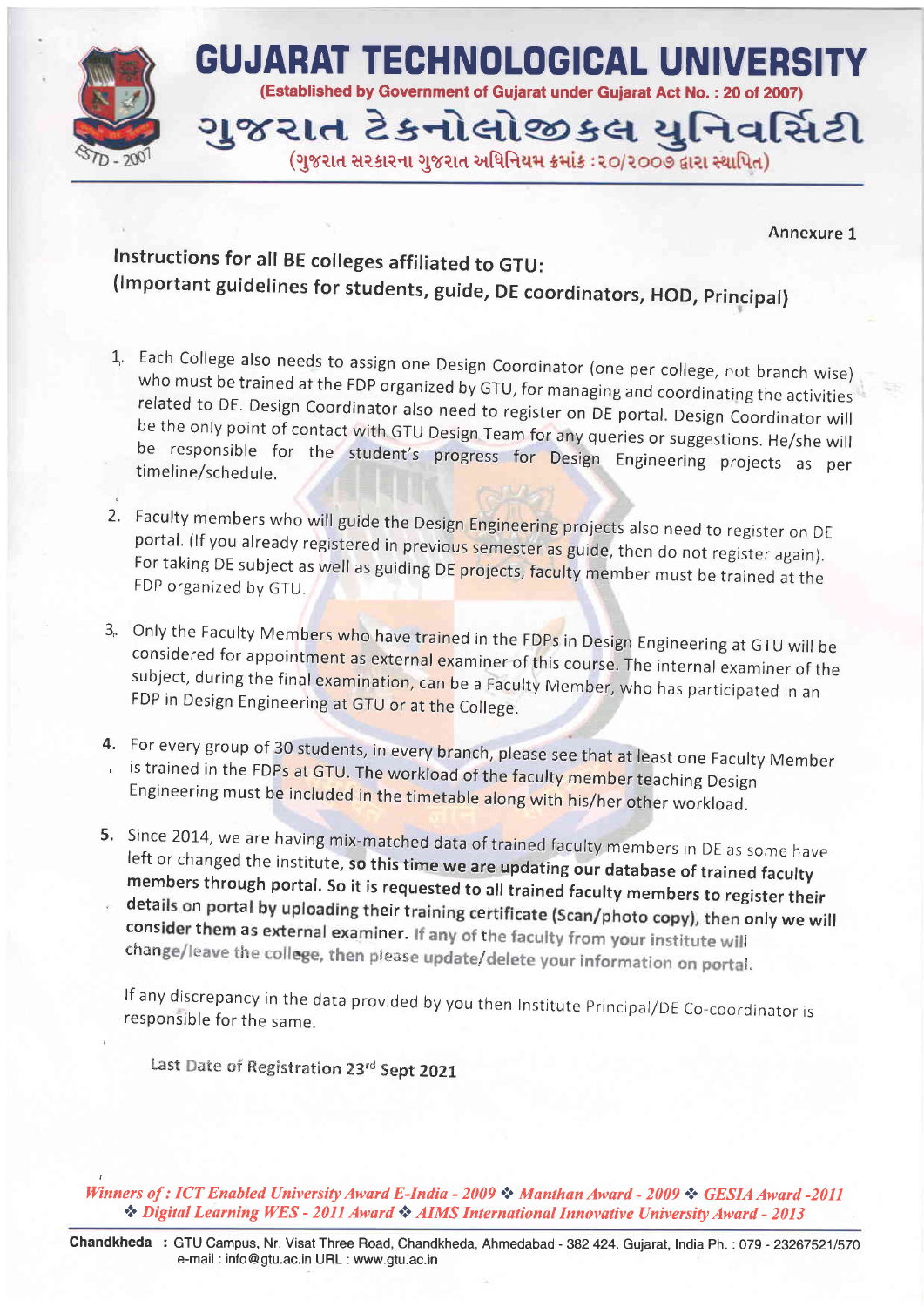# GUJARAT TECHNOLOGICAL UNIVERSITY

(Established by Government of Gujarat under Gujarat Act No. : 20 of 2007)

# ગુજરાત ટેક્નોલોજીકલ યુનિવર્સિટી

(ગુજરાત સરકારના ગુજરાત અધિનિયમ ક્રમાંક :૨૦/૨૦૦૭ દ્વારા સ્થાપિત)

Annexure 1

## Instructions for all BE colleges affiliated to GTU:
## (Important guidelines for students, guide, DE coordinators, HOD, Principal)

1. Each College also needs to assign one Design Coordinator (one per college, not branch wise) who must be trained at the FDP organized by GTU, for managing and coordinating the activities related to DE. Design Coordinator also need to register on DE portal. Design Coordinator will be the only point of contact with GTU Design Team for any queries or suggestions. He/she will be responsible for the student's progress for Design Engineering projects as per timeline/schedule.

2. Faculty members who will guide the Design Engineering projects also need to register on DE portal. (If you already registered in previous semester as guide, then do not register again). For taking DE subject as well as guiding DE projects, faculty member must be trained at the FDP organized by GTU.

3. Only the Faculty Members who have trained in the FDPs in Design Engineering at GTU will be considered for appointment as external examiner of this course. The internal examiner of the subject, during the final examination, can be a Faculty Member, who has participated in an FDP in Design Engineering at GTU or at the College.

4. For every group of 30 students, in every branch, please see that at least one Faculty Member is trained in the FDPs at GTU. The workload of the faculty member teaching Design Engineering must be included in the timetable along with his/her other workload.

5. Since 2014, we are having mix-matched data of trained faculty members in DE as some have left or changed the institute, **so this time we are updating our database of trained faculty members through portal. So it is requested to all trained faculty members to register their details on portal by uploading their training certificate (Scan/photo copy), then only we will consider them as external examiner. If any of the faculty from your institute will change/leave the college, then please update/delete your information on portal.**

If any discrepancy in the data provided by you then Institute Principal/DE Co-coordinator is responsible for the same.

Last Date of Registration 23rd Sept 2021

*Winners of : ICT Enabled University Award E-India - 2009 ❖ Manthan Award - 2009 ❖ GESIA Award -2011 ❖ Digital Learning WES - 2011 Award ❖ AIMS International Innovative University Award - 2013*

**Chandkheda** : GTU Campus, Nr. Visat Three Road, Chandkheda, Ahmedabad - 382 424. Gujarat, India Ph. : 079 - 23267521/570 e-mail : info@gtu.ac.in URL : www.gtu.ac.in